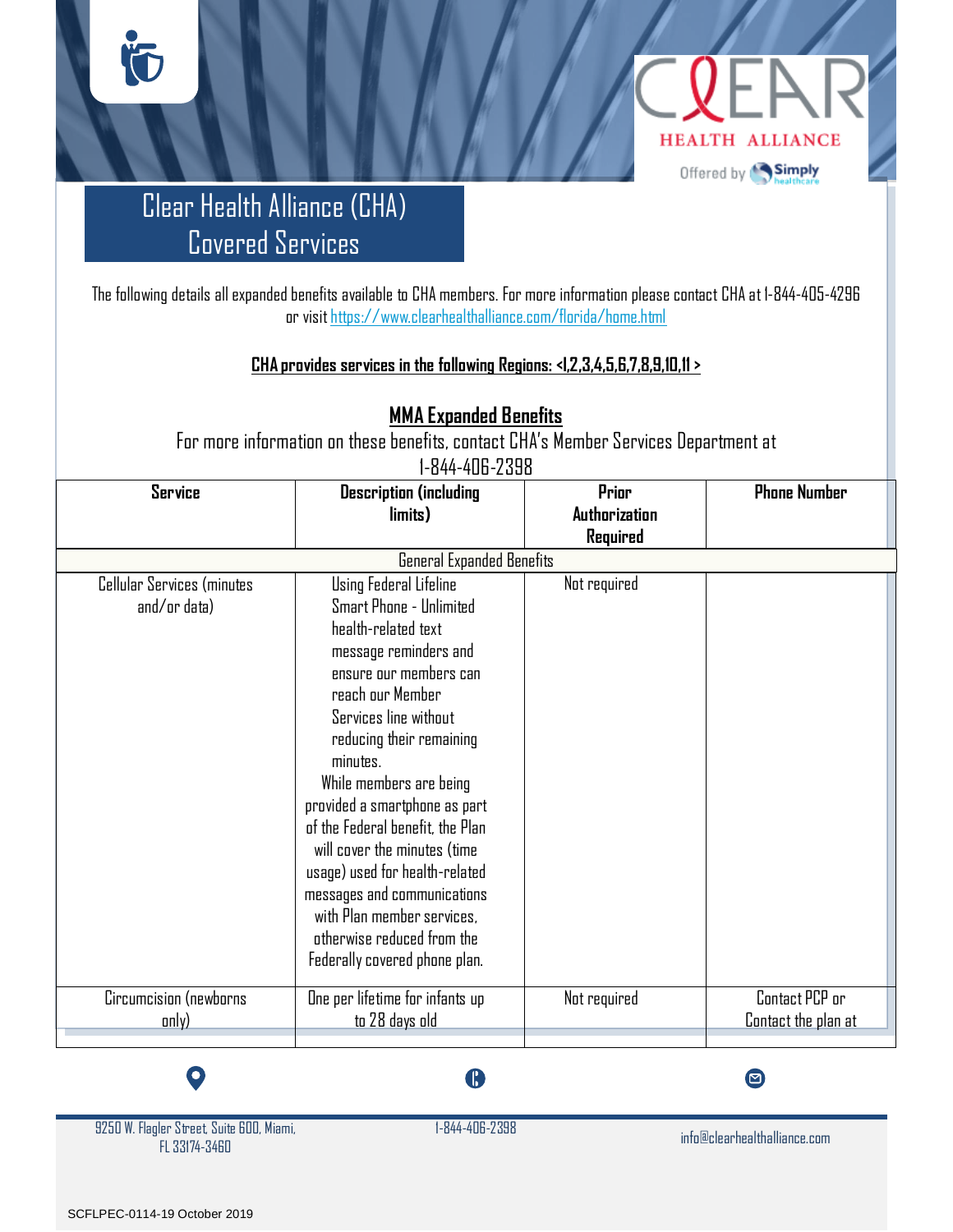# Clear Health Alliance (CHA) Covered Services

The following details all expanded benefits available to CHA members. For more information please contact CHA at 1-844-405-4296 or visit https://www.clearhealthalliance.com/florida/home.html

**CHA provides services in the following Regions: <1,2,3,4,5,6,7,8,9,10,11 >**

## MMA Expanded Benefits

For more information on these benefits, contact CHA's Member Services Department at 1-844-406-2398

| Service | Description (including limits) | Prior Authorization Required | Phone Number |
|---|---|---|---|
| General Expanded Benefits | | | |
| Cellular Services (minutes and/or data) | Using Federal Lifeline Smart Phone - Unlimited health-related text message reminders and ensure our members can reach our Member Services line without reducing their remaining minutes. While members are being provided a smartphone as part of the Federal benefit, the Plan will cover the minutes (time usage) used for health-related messages and communications with Plan member services, otherwise reduced from the Federally covered phone plan. | Not required | |
| Circumcision (newborns only) | One per lifetime for infants up to 28 days old | Not required | Contact PCP or Contact the plan at |

9250 W. Flagler Street, Suite 600, Miami, FL 33174-3460

1-844-406-2398

info@clearhealthalliance.com

SCFLPEC-0114-19 October 2019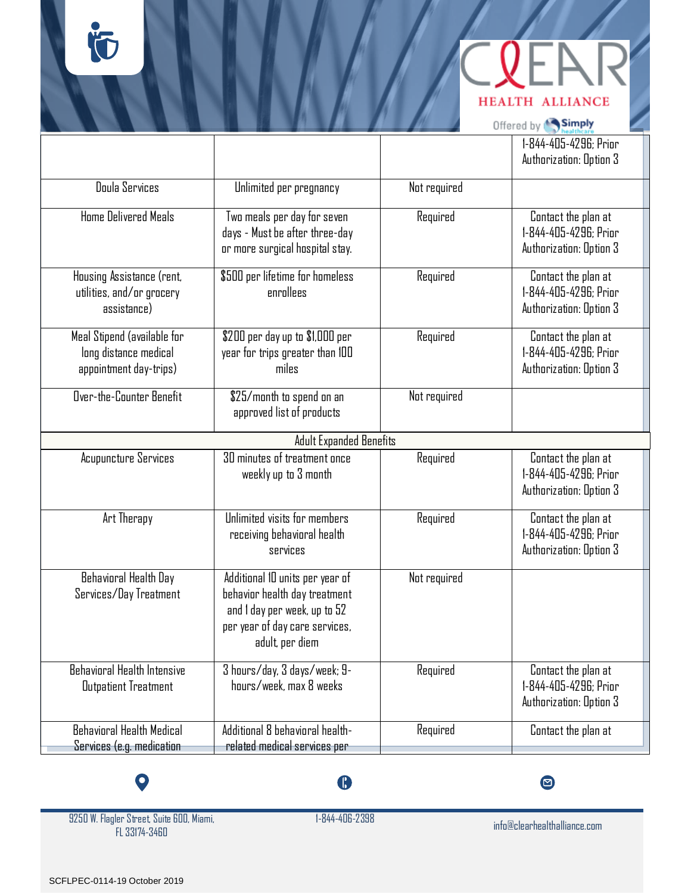| | | | |
|---|---|---|---|
| | | | 1-844-405-4296; Prior Authorization: Option 3 |
| Doula Services | Unlimited per pregnancy | Not required | |
| Home Delivered Meals | Two meals per day for seven days - Must be after three-day or more surgical hospital stay. | Required | Contact the plan at 1-844-405-4296; Prior Authorization: Option 3 |
| Housing Assistance (rent, utilities, and/or grocery assistance) | $500 per lifetime for homeless enrollees | Required | Contact the plan at 1-844-405-4296; Prior Authorization: Option 3 |
| Meal Stipend (available for long distance medical appointment day-trips) | $200 per day up to $1,000 per year for trips greater than 100 miles | Required | Contact the plan at 1-844-405-4296; Prior Authorization: Option 3 |
| Over-the-Counter Benefit | $25/month to spend on an approved list of products | Not required | |
| Adult Expanded Benefits | | | |
| Acupuncture Services | 30 minutes of treatment once weekly up to 3 month | Required | Contact the plan at 1-844-405-4296; Prior Authorization: Option 3 |
| Art Therapy | Unlimited visits for members receiving behavioral health services | Required | Contact the plan at 1-844-405-4296; Prior Authorization: Option 3 |
| Behavioral Health Day Services/Day Treatment | Additional 10 units per year of behavior health day treatment and 1 day per week, up to 52 per year of day care services, adult, per diem | Not required | |
| Behavioral Health Intensive Outpatient Treatment | 3 hours/day, 3 days/week; 9-hours/week, max 8 weeks | Required | Contact the plan at 1-844-405-4296; Prior Authorization: Option 3 |
| Behavioral Health Medical Services (e.g. medication | Additional 8 behavioral health-related medical services per | Required | Contact the plan at |

9250 W. Flagler Street, Suite 600, Miami, FL 33174-3460

1-844-406-2398

info@clearhealthalliance.com

SCFLPEC-0114-19 October 2019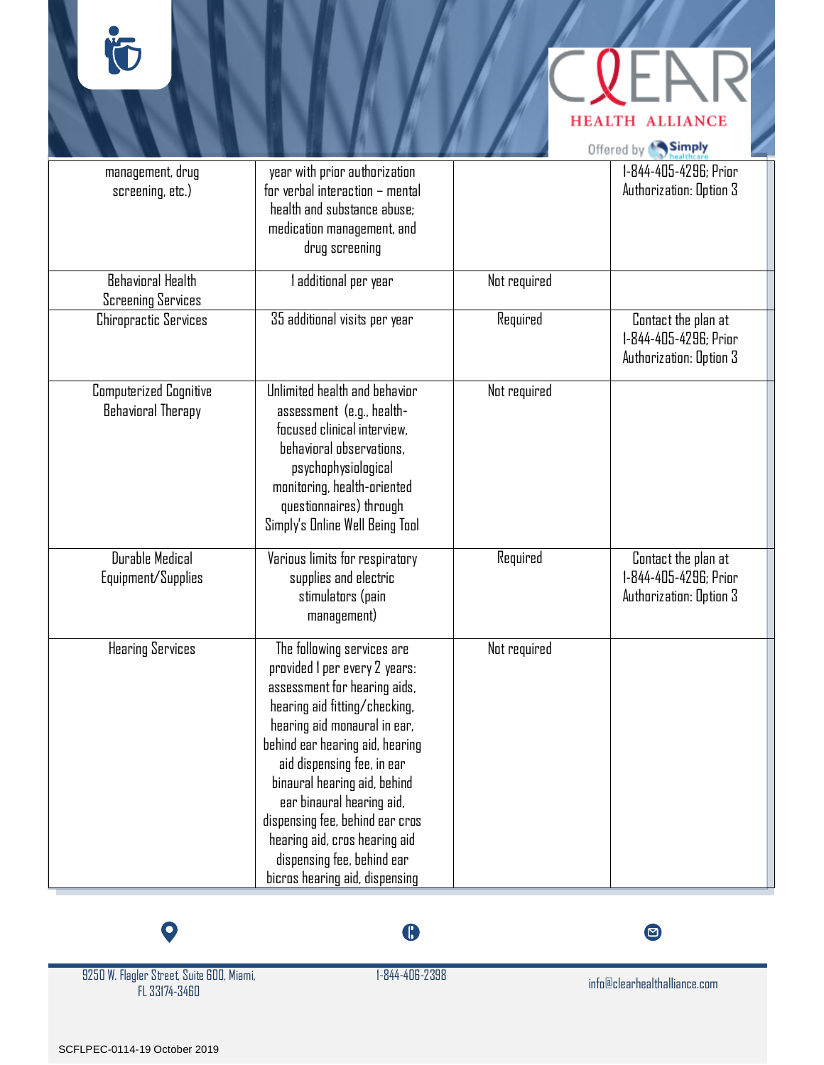| | | | |
|---|---|---|---|
| management, drug screening, etc.) | year with prior authorization for verbal interaction – mental health and substance abuse; medication management, and drug screening | | 1-844-405-4296; Prior Authorization: Option 3 |
| Behavioral Health Screening Services | 1 additional per year | Not required | |
| Chiropractic Services | 35 additional visits per year | Required | Contact the plan at 1-844-405-4296; Prior Authorization: Option 3 |
| Computerized Cognitive Behavioral Therapy | Unlimited health and behavior assessment (e.g., health-focused clinical interview, behavioral observations, psychophysiological monitoring, health-oriented questionnaires) through Simply's Online Well Being Tool | Not required | |
| Durable Medical Equipment/Supplies | Various limits for respiratory supplies and electric stimulators (pain management) | Required | Contact the plan at 1-844-405-4296; Prior Authorization: Option 3 |
| Hearing Services | The following services are provided 1 per every 2 years: assessment for hearing aids, hearing aid fitting/checking, hearing aid monaural in ear, behind ear hearing aid, hearing aid dispensing fee, in ear binaural hearing aid, behind ear binaural hearing aid, dispensing fee, behind ear cros hearing aid, cros hearing aid dispensing fee, behind ear bicros hearing aid, dispensing | Not required | |

9250 W. Flagler Street, Suite 600, Miami, FL 33174-3460

1-844-406-2398

info@clearhealthalliance.com

SCFLPEC-0114-19 October 2019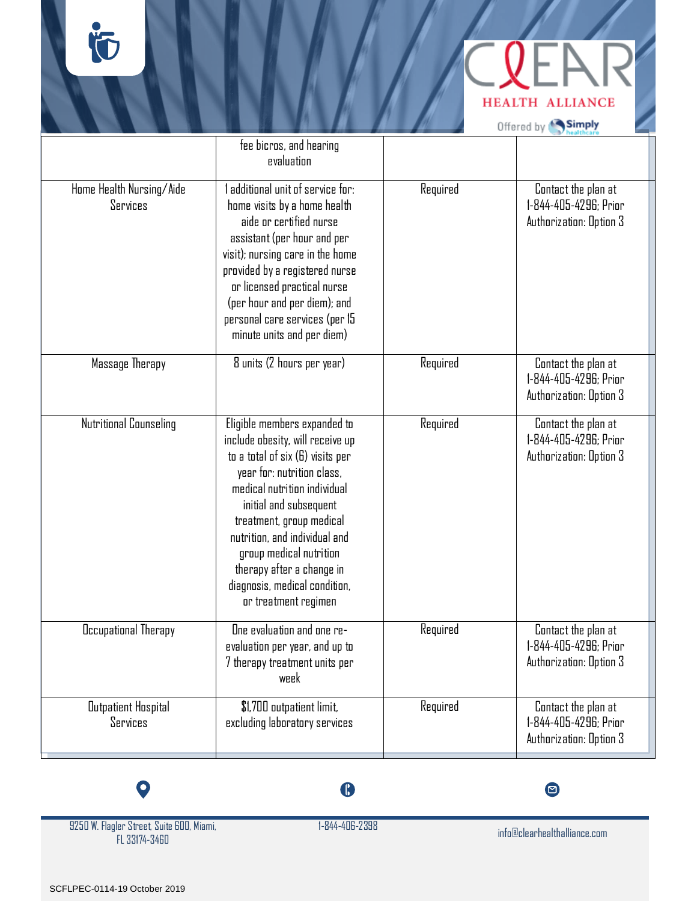| | | | |
|---|---|---|---|
| | fee bicros, and hearing evaluation | | |
| Home Health Nursing/Aide Services | 1 additional unit of service for: home visits by a home health aide or certified nurse assistant (per hour and per visit); nursing care in the home provided by a registered nurse or licensed practical nurse (per hour and per diem); and personal care services (per 15 minute units and per diem) | Required | Contact the plan at 1-844-405-4296; Prior Authorization: Option 3 |
| Massage Therapy | 8 units (2 hours per year) | Required | Contact the plan at 1-844-405-4296; Prior Authorization: Option 3 |
| Nutritional Counseling | Eligible members expanded to include obesity, will receive up to a total of six (6) visits per year for: nutrition class, medical nutrition individual initial and subsequent treatment, group medical nutrition, and individual and group medical nutrition therapy after a change in diagnosis, medical condition, or treatment regimen | Required | Contact the plan at 1-844-405-4296; Prior Authorization: Option 3 |
| Occupational Therapy | One evaluation and one re-evaluation per year, and up to 7 therapy treatment units per week | Required | Contact the plan at 1-844-405-4296; Prior Authorization: Option 3 |
| Outpatient Hospital Services | $1,700 outpatient limit, excluding laboratory services | Required | Contact the plan at 1-844-405-4296; Prior Authorization: Option 3 |

9250 W. Flagler Street, Suite 600, Miami, FL 33174-3460

1-844-406-2398

info@clearhealthalliance.com

SCFLPEC-0114-19 October 2019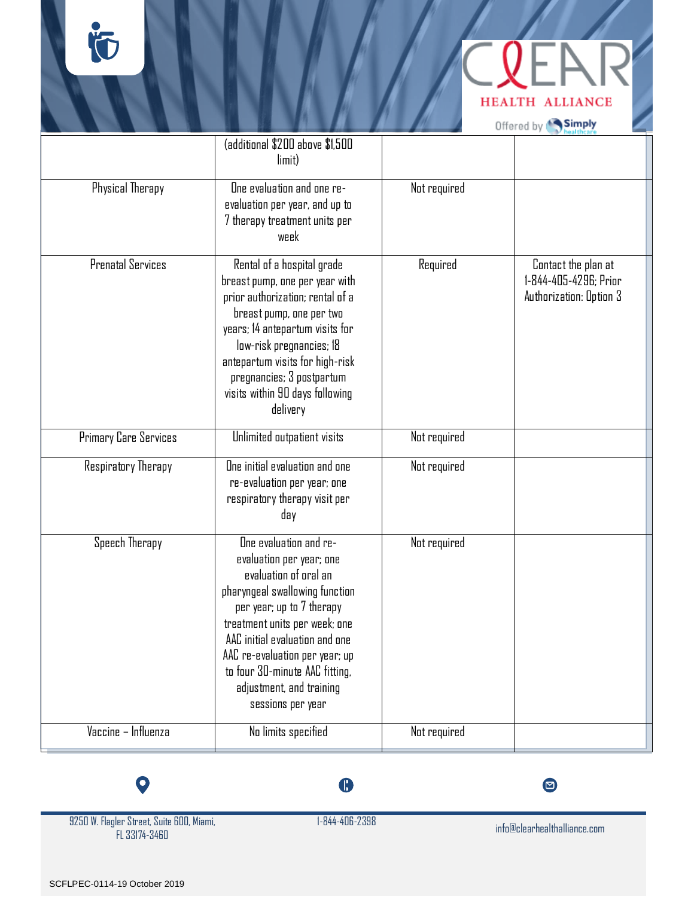| | | | |
|---|---|---|---|
| | (additional $200 above $1,500 limit) | | |
| Physical Therapy | One evaluation and one re-evaluation per year, and up to 7 therapy treatment units per week | Not required | |
| Prenatal Services | Rental of a hospital grade breast pump, one per year with prior authorization; rental of a breast pump, one per two years; 14 antepartum visits for low-risk pregnancies; 18 antepartum visits for high-risk pregnancies; 3 postpartum visits within 90 days following delivery | Required | Contact the plan at 1-844-405-4296; Prior Authorization: Option 3 |
| Primary Care Services | Unlimited outpatient visits | Not required | |
| Respiratory Therapy | One initial evaluation and one re-evaluation per year; one respiratory therapy visit per day | Not required | |
| Speech Therapy | One evaluation and re-evaluation per year; one evaluation of oral an pharyngeal swallowing function per year; up to 7 therapy treatment units per week; one AAC initial evaluation and one AAC re-evaluation per year; up to four 30-minute AAC fitting, adjustment, and training sessions per year | Not required | |
| Vaccine – Influenza | No limits specified | Not required | |

9250 W. Flagler Street, Suite 600, Miami, FL 33174-3460

1-844-406-2398

info@clearhealthalliance.com

SCFLPEC-0114-19 October 2019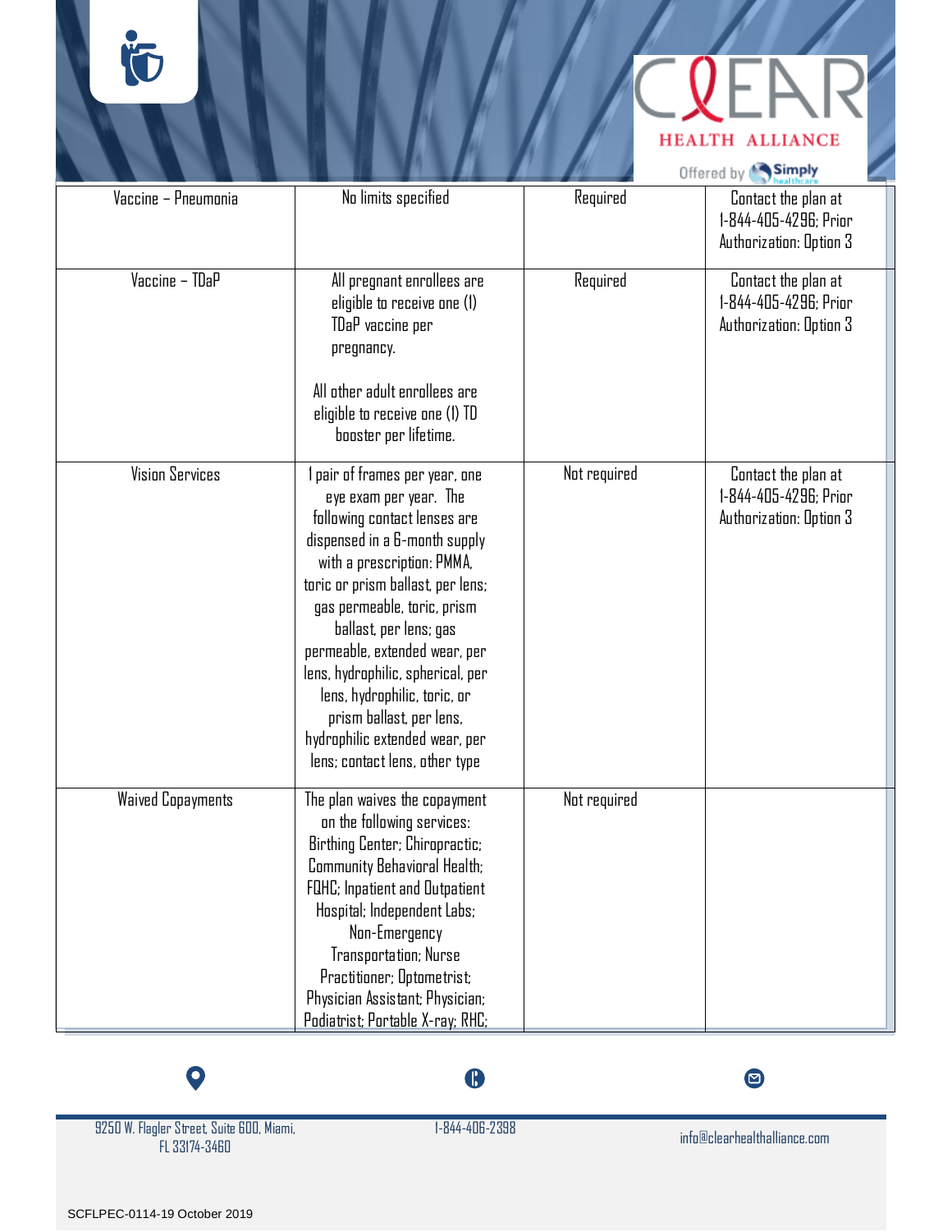| | | | |
|---|---|---|---|
| Vaccine – Pneumonia | No limits specified | Required | Contact the plan at 1-844-405-4296; Prior Authorization: Option 3 |
| Vaccine – TDaP | All pregnant enrollees are eligible to receive one (1) TDaP vaccine per pregnancy.<br><br>All other adult enrollees are eligible to receive one (1) TD booster per lifetime. | Required | Contact the plan at 1-844-405-4296; Prior Authorization: Option 3 |
| Vision Services | 1 pair of frames per year, one eye exam per year. The following contact lenses are dispensed in a 6-month supply with a prescription: PMMA, toric or prism ballast, per lens; gas permeable, toric, prism ballast, per lens; gas permeable, extended wear, per lens, hydrophilic, spherical, per lens, hydrophilic, toric, or prism ballast, per lens, hydrophilic extended wear, per lens; contact lens, other type | Not required | Contact the plan at 1-844-405-4296; Prior Authorization: Option 3 |
| Waived Copayments | The plan waives the copayment on the following services: Birthing Center; Chiropractic; Community Behavioral Health; FQHC; Inpatient and Outpatient Hospital; Independent Labs; Non-Emergency Transportation; Nurse Practitioner; Optometrist; Physician Assistant; Physician; Podiatrist; Portable X-ray; RHC; | Not required | |

9250 W. Flagler Street, Suite 600, Miami, FL 33174-3460

1-844-406-2398

info@clearhealthalliance.com

SCFLPEC-0114-19 October 2019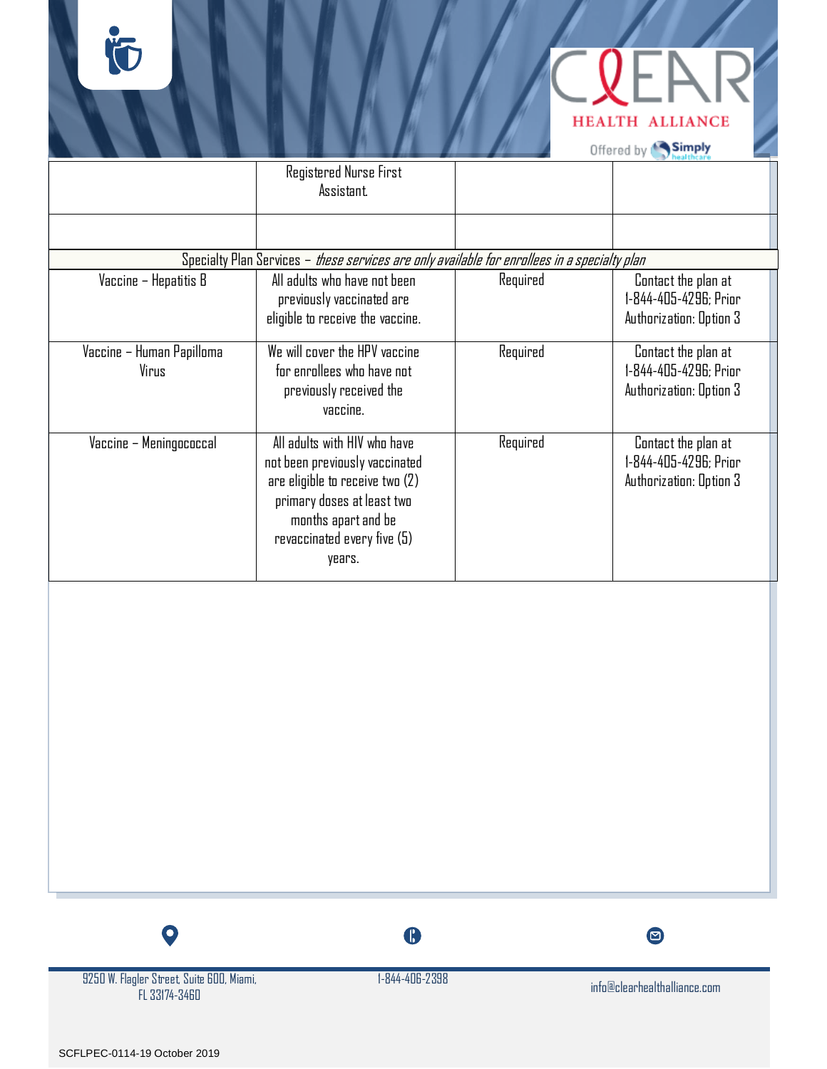| | | | |
|---|---|---|---|
| | Registered Nurse First Assistant. | | |
| | | | |
| Specialty Plan Services – *these services are only available for enrollees in a specialty plan* | | | |
| Vaccine – Hepatitis B | All adults who have not been previously vaccinated are eligible to receive the vaccine. | Required | Contact the plan at 1-844-405-4296; Prior Authorization: Option 3 |
| Vaccine – Human Papilloma Virus | We will cover the HPV vaccine for enrollees who have not previously received the vaccine. | Required | Contact the plan at 1-844-405-4296; Prior Authorization: Option 3 |
| Vaccine – Meningococcal | All adults with HIV who have not been previously vaccinated are eligible to receive two (2) primary doses at least two months apart and be revaccinated every five (5) years. | Required | Contact the plan at 1-844-405-4296; Prior Authorization: Option 3 |

9250 W. Flagler Street, Suite 600, Miami, FL 33174-3460

1-844-406-2398

info@clearhealthalliance.com

SCFLPEC-0114-19 October 2019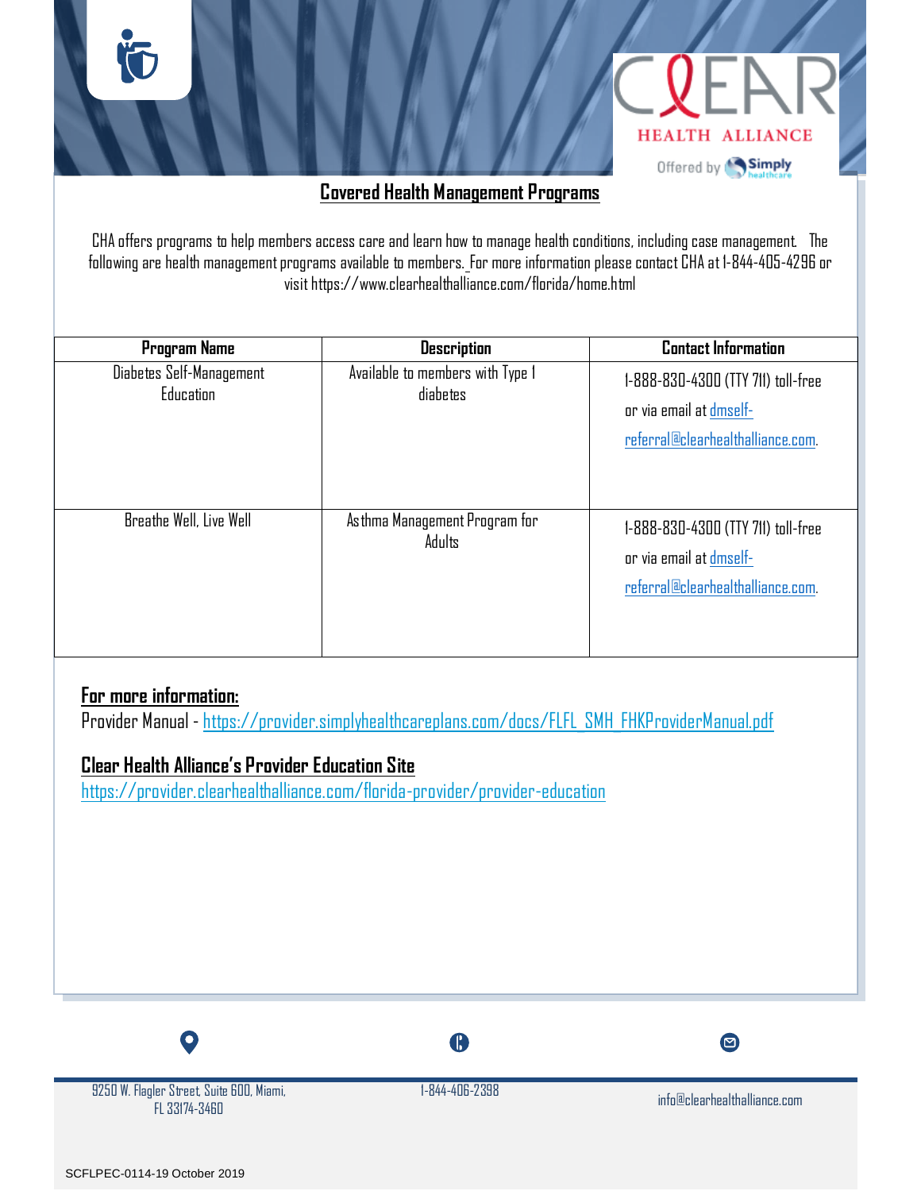## Covered Health Management Programs

CHA offers programs to help members access care and learn how to manage health conditions, including case management. The following are health management programs available to members. For more information please contact CHA at 1-844-405-4296 or visit https://www.clearhealthalliance.com/florida/home.html

| Program Name | Description | Contact Information |
|---|---|---|
| Diabetes Self-Management Education | Available to members with Type 1 diabetes | 1-888-830-4300 (TTY 711) toll-free or via email at dmself-referral@clearhealthalliance.com. |
| Breathe Well, Live Well | Asthma Management Program for Adults | 1-888-830-4300 (TTY 711) toll-free or via email at dmself-referral@clearhealthalliance.com. |

**For more information:**

Provider Manual - https://provider.simplyhealthcareplans.com/docs/FLFL_SMH_FHKProviderManual.pdf

**Clear Health Alliance's Provider Education Site**

https://provider.clearhealthalliance.com/florida-provider/provider-education

9250 W. Flagler Street, Suite 600, Miami, FL 33174-3460

1-844-406-2398

info@clearhealthalliance.com

SCFLPEC-0114-19 October 2019